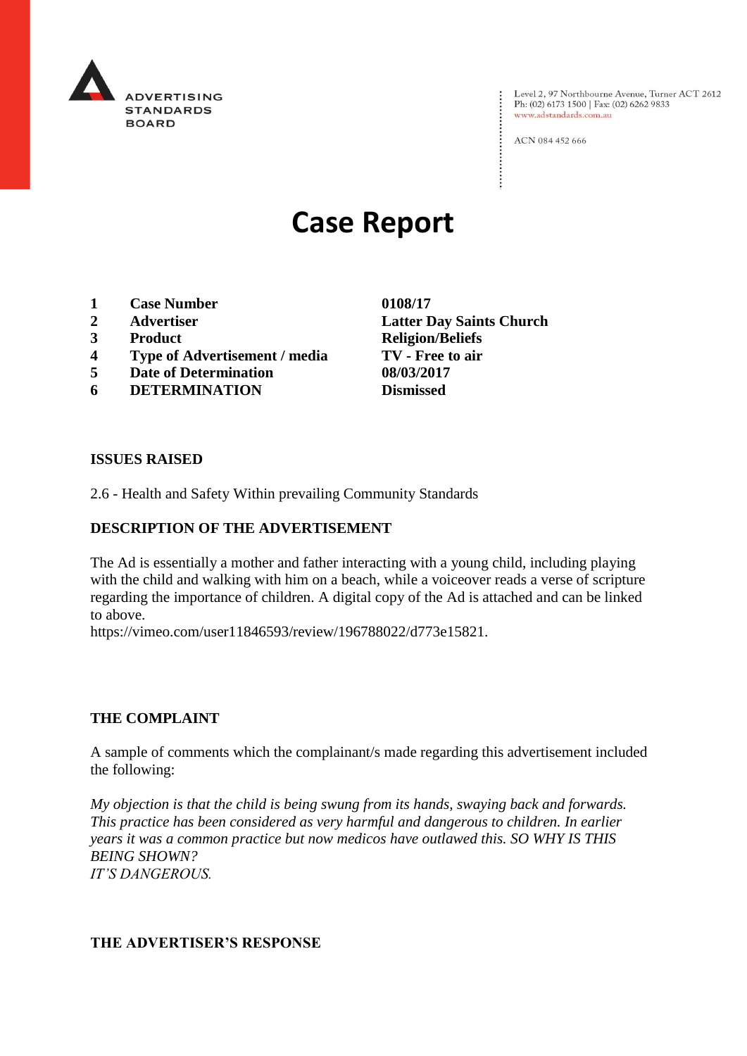ADVERTISING STANDARDS BOARD

Level 2, 97 Northbourne Avenue, Turner ACT 2612
Ph: (02) 6173 1500 | Fax: (02) 6262 9833
www.adstandards.com.au

ACN 084 452 666

# Case Report

| | | |
|---|---|---|
| **1** | **Case Number** | **0108/17** |
| **2** | **Advertiser** | **Latter Day Saints Church** |
| **3** | **Product** | **Religion/Beliefs** |
| **4** | **Type of Advertisement / media** | **TV - Free to air** |
| **5** | **Date of Determination** | **08/03/2017** |
| **6** | **DETERMINATION** | **Dismissed** |

## ISSUES RAISED

2.6 - Health and Safety Within prevailing Community Standards

## DESCRIPTION OF THE ADVERTISEMENT

The Ad is essentially a mother and father interacting with a young child, including playing with the child and walking with him on a beach, while a voiceover reads a verse of scripture regarding the importance of children. A digital copy of the Ad is attached and can be linked to above.
https://vimeo.com/user11846593/review/196788022/d773e15821.

## THE COMPLAINT

A sample of comments which the complainant/s made regarding this advertisement included the following:

*My objection is that the child is being swung from its hands, swaying back and forwards. This practice has been considered as very harmful and dangerous to children. In earlier years it was a common practice but now medicos have outlawed this. SO WHY IS THIS BEING SHOWN?*
*IT'S DANGEROUS.*

## THE ADVERTISER'S RESPONSE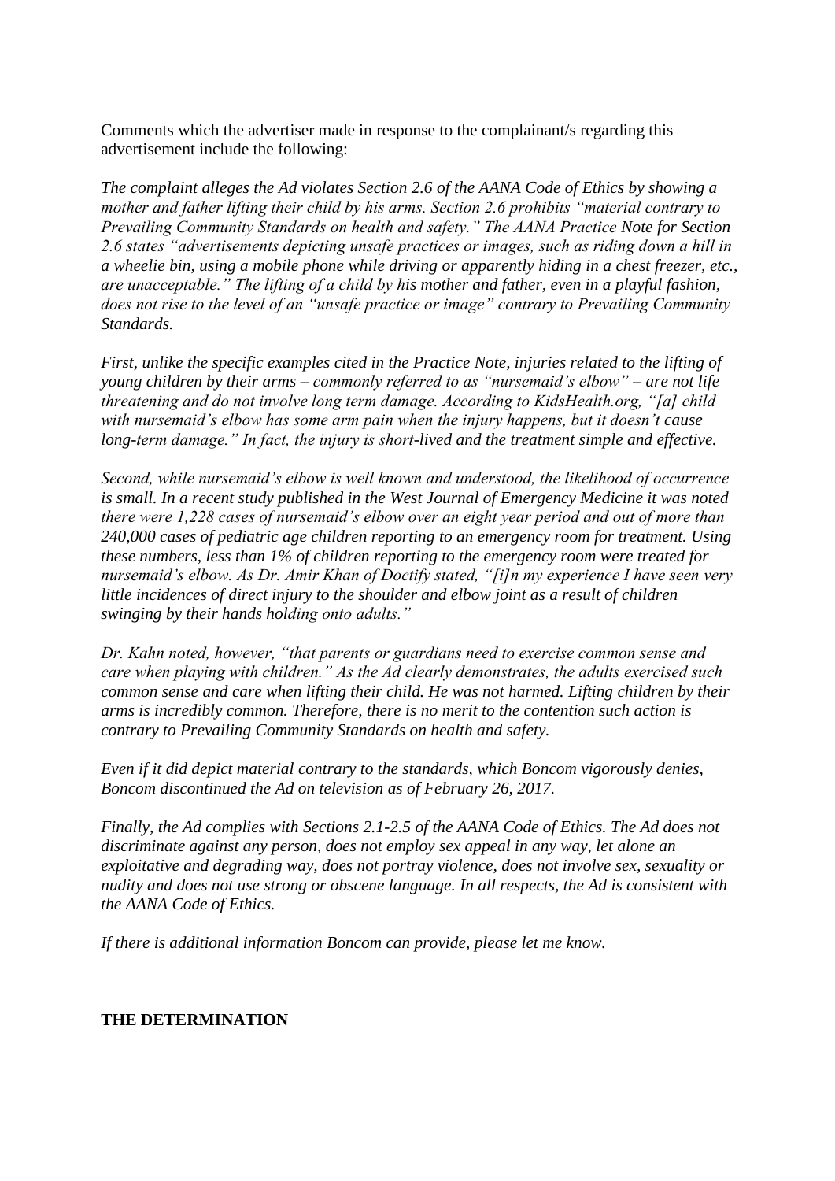Comments which the advertiser made in response to the complainant/s regarding this advertisement include the following:

*The complaint alleges the Ad violates Section 2.6 of the AANA Code of Ethics by showing a mother and father lifting their child by his arms. Section 2.6 prohibits "material contrary to Prevailing Community Standards on health and safety." The AANA Practice Note for Section 2.6 states "advertisements depicting unsafe practices or images, such as riding down a hill in a wheelie bin, using a mobile phone while driving or apparently hiding in a chest freezer, etc., are unacceptable." The lifting of a child by his mother and father, even in a playful fashion, does not rise to the level of an "unsafe practice or image" contrary to Prevailing Community Standards.*

*First, unlike the specific examples cited in the Practice Note, injuries related to the lifting of young children by their arms – commonly referred to as "nursemaid's elbow" – are not life threatening and do not involve long term damage. According to KidsHealth.org, "[a] child with nursemaid's elbow has some arm pain when the injury happens, but it doesn't cause long-term damage." In fact, the injury is short-lived and the treatment simple and effective.*

*Second, while nursemaid's elbow is well known and understood, the likelihood of occurrence is small. In a recent study published in the West Journal of Emergency Medicine it was noted there were 1,228 cases of nursemaid's elbow over an eight year period and out of more than 240,000 cases of pediatric age children reporting to an emergency room for treatment. Using these numbers, less than 1% of children reporting to the emergency room were treated for nursemaid's elbow. As Dr. Amir Khan of Doctify stated, "[i]n my experience I have seen very little incidences of direct injury to the shoulder and elbow joint as a result of children swinging by their hands holding onto adults."*

*Dr. Kahn noted, however, "that parents or guardians need to exercise common sense and care when playing with children." As the Ad clearly demonstrates, the adults exercised such common sense and care when lifting their child. He was not harmed. Lifting children by their arms is incredibly common. Therefore, there is no merit to the contention such action is contrary to Prevailing Community Standards on health and safety.*

*Even if it did depict material contrary to the standards, which Boncom vigorously denies, Boncom discontinued the Ad on television as of February 26, 2017.*

*Finally, the Ad complies with Sections 2.1-2.5 of the AANA Code of Ethics. The Ad does not discriminate against any person, does not employ sex appeal in any way, let alone an exploitative and degrading way, does not portray violence, does not involve sex, sexuality or nudity and does not use strong or obscene language. In all respects, the Ad is consistent with the AANA Code of Ethics.*

*If there is additional information Boncom can provide, please let me know.*

**THE DETERMINATION**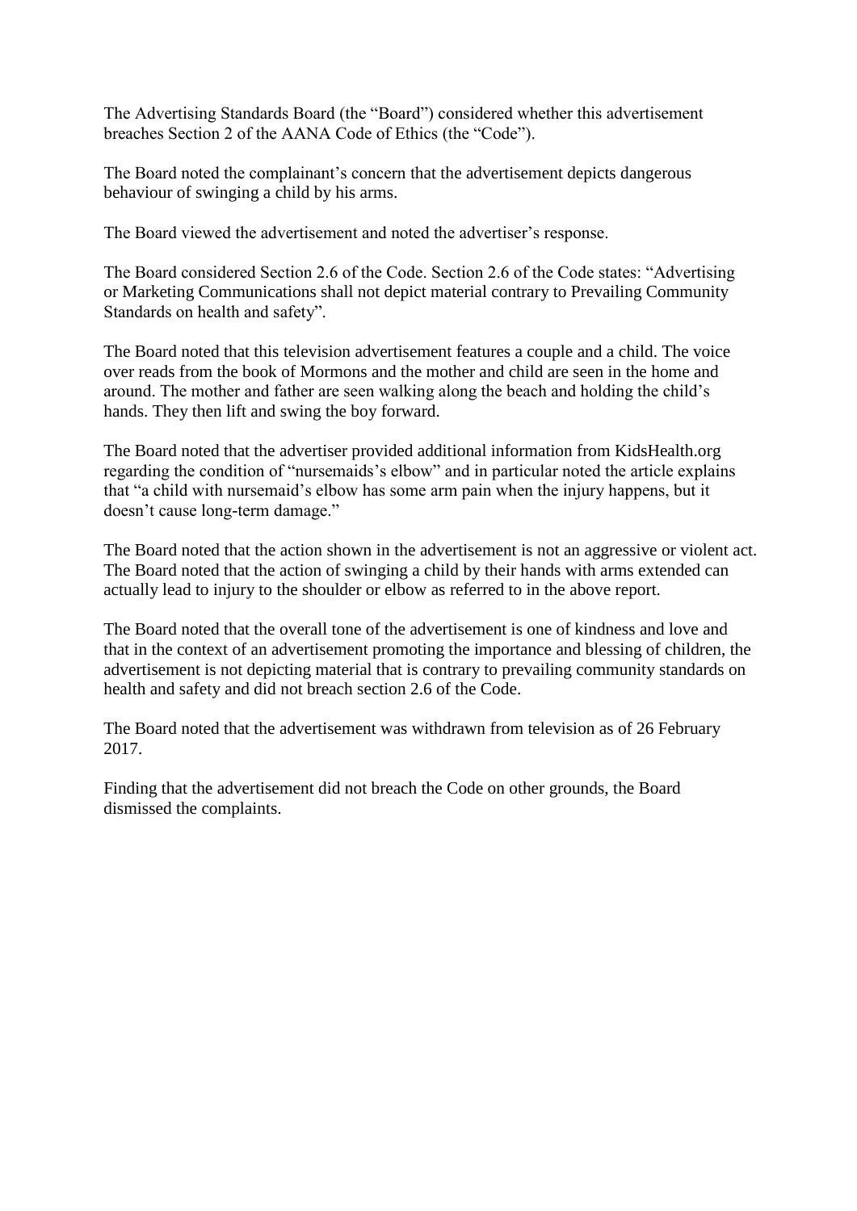The Advertising Standards Board (the "Board") considered whether this advertisement breaches Section 2 of the AANA Code of Ethics (the "Code").

The Board noted the complainant's concern that the advertisement depicts dangerous behaviour of swinging a child by his arms.

The Board viewed the advertisement and noted the advertiser's response.

The Board considered Section 2.6 of the Code. Section 2.6 of the Code states: "Advertising or Marketing Communications shall not depict material contrary to Prevailing Community Standards on health and safety".

The Board noted that this television advertisement features a couple and a child. The voice over reads from the book of Mormons and the mother and child are seen in the home and around. The mother and father are seen walking along the beach and holding the child's hands. They then lift and swing the boy forward.

The Board noted that the advertiser provided additional information from KidsHealth.org regarding the condition of "nursemaids's elbow" and in particular noted the article explains that "a child with nursemaid's elbow has some arm pain when the injury happens, but it doesn't cause long-term damage."

The Board noted that the action shown in the advertisement is not an aggressive or violent act. The Board noted that the action of swinging a child by their hands with arms extended can actually lead to injury to the shoulder or elbow as referred to in the above report.

The Board noted that the overall tone of the advertisement is one of kindness and love and that in the context of an advertisement promoting the importance and blessing of children, the advertisement is not depicting material that is contrary to prevailing community standards on health and safety and did not breach section 2.6 of the Code.

The Board noted that the advertisement was withdrawn from television as of 26 February 2017.

Finding that the advertisement did not breach the Code on other grounds, the Board dismissed the complaints.